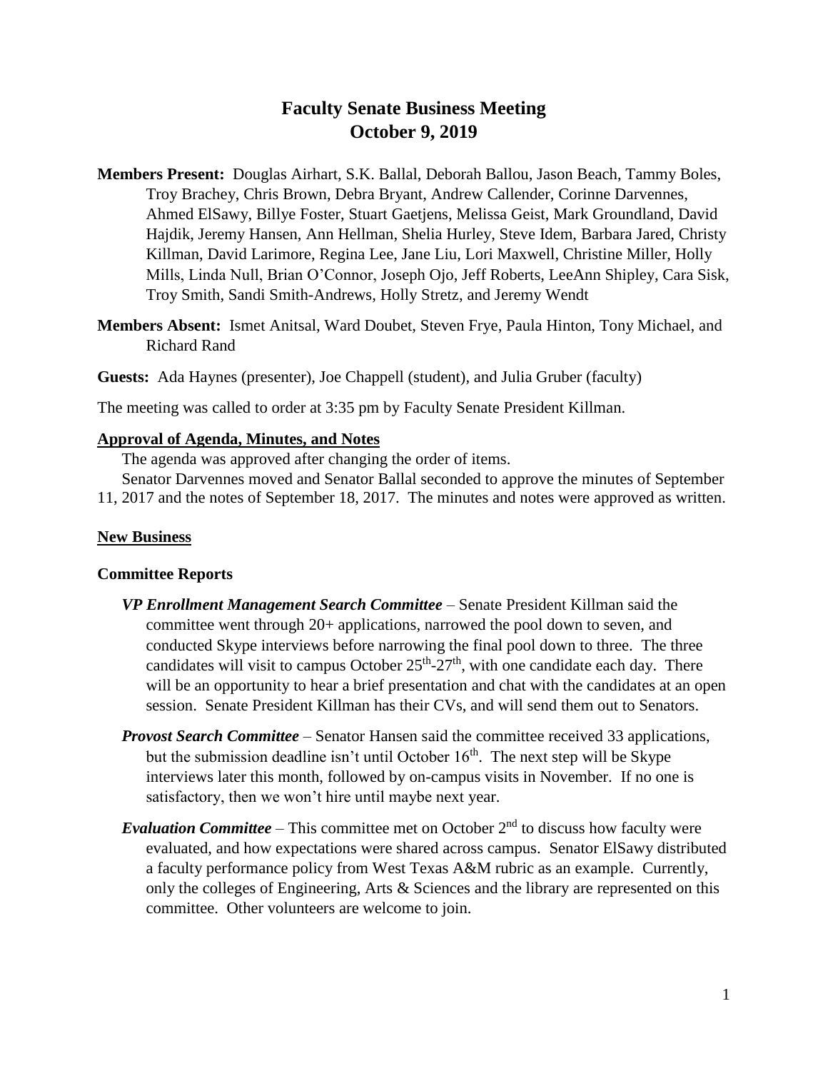# Faculty Senate Business Meeting
## October 9, 2019

**Members Present:** Douglas Airhart, S.K. Ballal, Deborah Ballou, Jason Beach, Tammy Boles, Troy Brachey, Chris Brown, Debra Bryant, Andrew Callender, Corinne Darvennes, Ahmed ElSawy, Billye Foster, Stuart Gaetjens, Melissa Geist, Mark Groundland, David Hajdik, Jeremy Hansen, Ann Hellman, Shelia Hurley, Steve Idem, Barbara Jared, Christy Killman, David Larimore, Regina Lee, Jane Liu, Lori Maxwell, Christine Miller, Holly Mills, Linda Null, Brian O'Connor, Joseph Ojo, Jeff Roberts, LeeAnn Shipley, Cara Sisk, Troy Smith, Sandi Smith-Andrews, Holly Stretz, and Jeremy Wendt

**Members Absent:** Ismet Anitsal, Ward Doubet, Steven Frye, Paula Hinton, Tony Michael, and Richard Rand

**Guests:** Ada Haynes (presenter), Joe Chappell (student), and Julia Gruber (faculty)

The meeting was called to order at 3:35 pm by Faculty Senate President Killman.

**Approval of Agenda, Minutes, and Notes**

The agenda was approved after changing the order of items.

Senator Darvennes moved and Senator Ballal seconded to approve the minutes of September 11, 2017 and the notes of September 18, 2017. The minutes and notes were approved as written.

**New Business**

**Committee Reports**

***VP Enrollment Management Search Committee*** – Senate President Killman said the committee went through 20+ applications, narrowed the pool down to seven, and conducted Skype interviews before narrowing the final pool down to three. The three candidates will visit to campus October 25th-27th, with one candidate each day. There will be an opportunity to hear a brief presentation and chat with the candidates at an open session. Senate President Killman has their CVs, and will send them out to Senators.

***Provost Search Committee*** – Senator Hansen said the committee received 33 applications, but the submission deadline isn't until October 16th. The next step will be Skype interviews later this month, followed by on-campus visits in November. If no one is satisfactory, then we won't hire until maybe next year.

***Evaluation Committee*** – This committee met on October 2nd to discuss how faculty were evaluated, and how expectations were shared across campus. Senator ElSawy distributed a faculty performance policy from West Texas A&M rubric as an example. Currently, only the colleges of Engineering, Arts & Sciences and the library are represented on this committee. Other volunteers are welcome to join.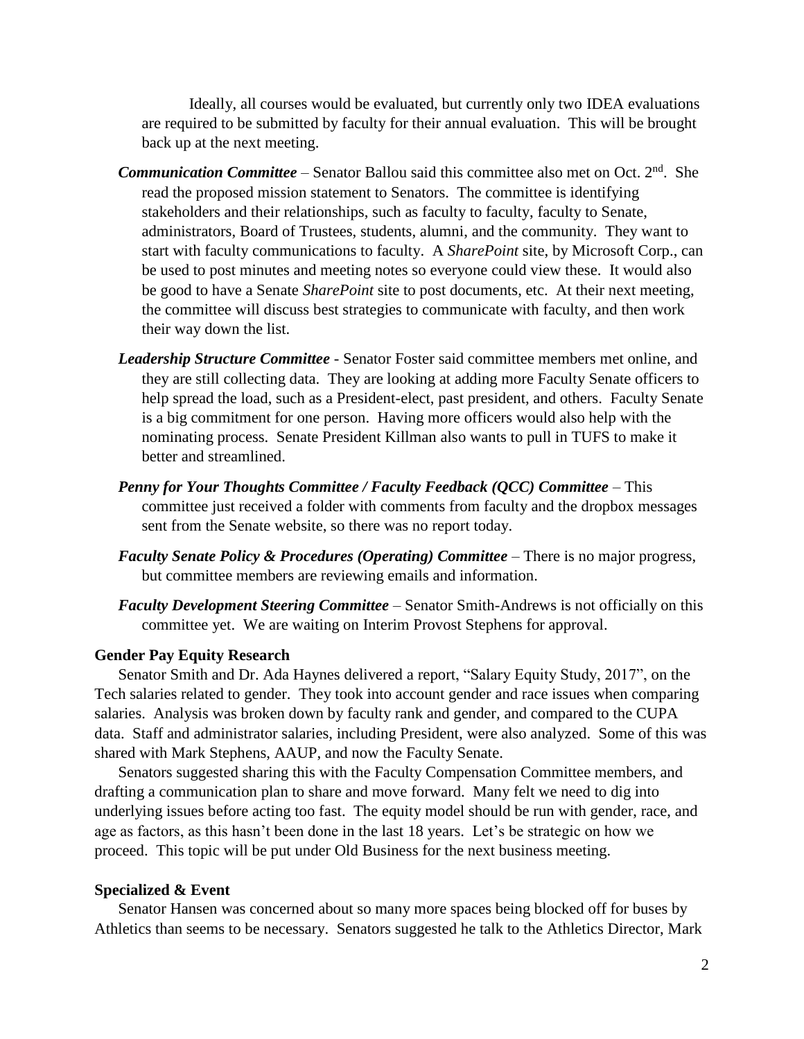Ideally, all courses would be evaluated, but currently only two IDEA evaluations are required to be submitted by faculty for their annual evaluation. This will be brought back up at the next meeting.

***Communication Committee*** – Senator Ballou said this committee also met on Oct. 2nd. She read the proposed mission statement to Senators. The committee is identifying stakeholders and their relationships, such as faculty to faculty, faculty to Senate, administrators, Board of Trustees, students, alumni, and the community. They want to start with faculty communications to faculty. A *SharePoint* site, by Microsoft Corp., can be used to post minutes and meeting notes so everyone could view these. It would also be good to have a Senate *SharePoint* site to post documents, etc. At their next meeting, the committee will discuss best strategies to communicate with faculty, and then work their way down the list.

***Leadership Structure Committee*** - Senator Foster said committee members met online, and they are still collecting data. They are looking at adding more Faculty Senate officers to help spread the load, such as a President-elect, past president, and others. Faculty Senate is a big commitment for one person. Having more officers would also help with the nominating process. Senate President Killman also wants to pull in TUFS to make it better and streamlined.

***Penny for Your Thoughts Committee / Faculty Feedback (QCC) Committee*** – This committee just received a folder with comments from faculty and the dropbox messages sent from the Senate website, so there was no report today.

***Faculty Senate Policy & Procedures (Operating) Committee*** – There is no major progress, but committee members are reviewing emails and information.

***Faculty Development Steering Committee*** – Senator Smith-Andrews is not officially on this committee yet. We are waiting on Interim Provost Stephens for approval.

**Gender Pay Equity Research**

Senator Smith and Dr. Ada Haynes delivered a report, "Salary Equity Study, 2017", on the Tech salaries related to gender. They took into account gender and race issues when comparing salaries. Analysis was broken down by faculty rank and gender, and compared to the CUPA data. Staff and administrator salaries, including President, were also analyzed. Some of this was shared with Mark Stephens, AAUP, and now the Faculty Senate.

Senators suggested sharing this with the Faculty Compensation Committee members, and drafting a communication plan to share and move forward. Many felt we need to dig into underlying issues before acting too fast. The equity model should be run with gender, race, and age as factors, as this hasn't been done in the last 18 years. Let's be strategic on how we proceed. This topic will be put under Old Business for the next business meeting.

**Specialized & Event**

Senator Hansen was concerned about so many more spaces being blocked off for buses by Athletics than seems to be necessary. Senators suggested he talk to the Athletics Director, Mark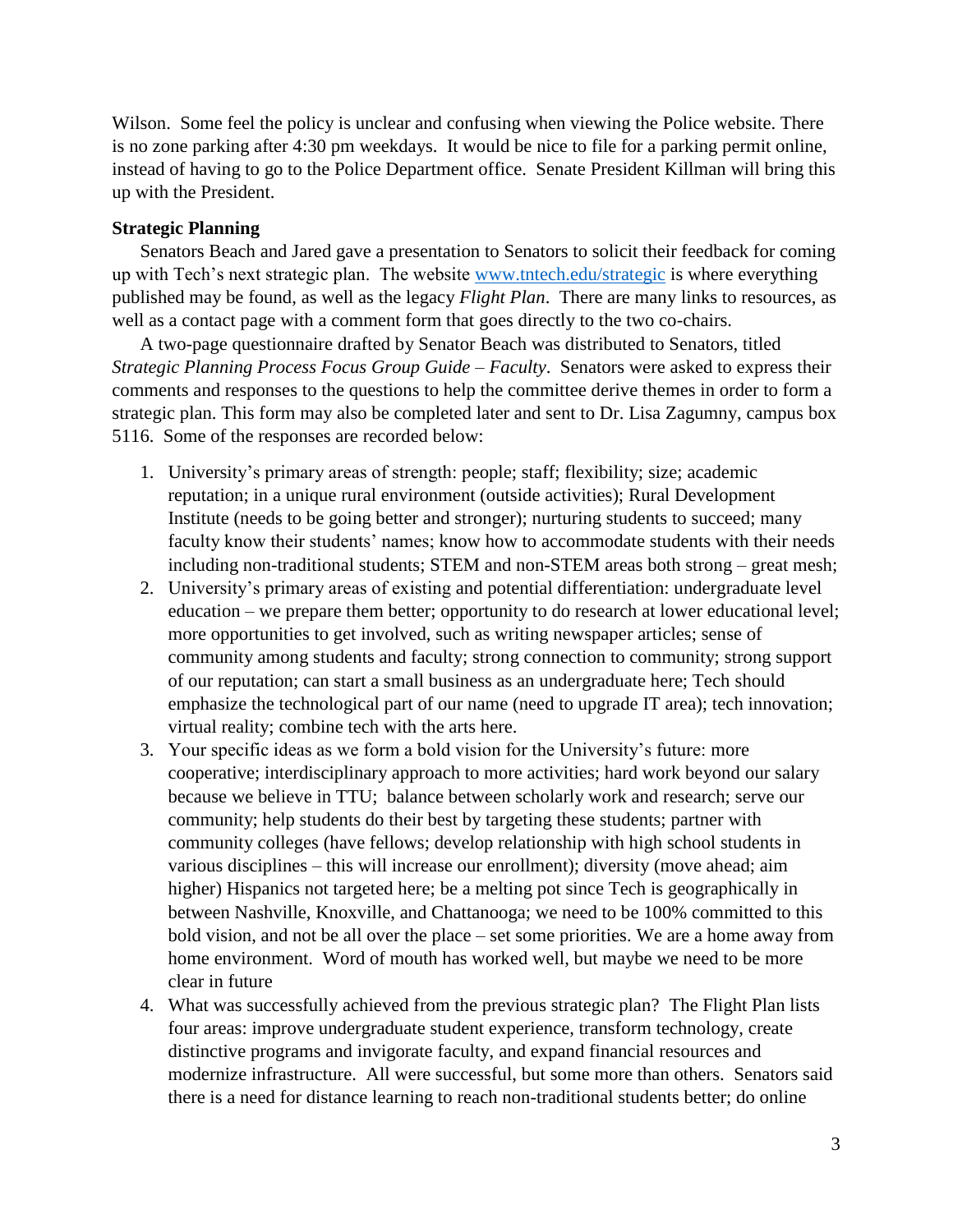Wilson. Some feel the policy is unclear and confusing when viewing the Police website. There is no zone parking after 4:30 pm weekdays. It would be nice to file for a parking permit online, instead of having to go to the Police Department office. Senate President Killman will bring this up with the President.

**Strategic Planning**

Senators Beach and Jared gave a presentation to Senators to solicit their feedback for coming up with Tech's next strategic plan. The website [www.tntech.edu/strategic](www.tntech.edu/strategic) is where everything published may be found, as well as the legacy *Flight Plan*. There are many links to resources, as well as a contact page with a comment form that goes directly to the two co-chairs.

A two-page questionnaire drafted by Senator Beach was distributed to Senators, titled *Strategic Planning Process Focus Group Guide – Faculty*. Senators were asked to express their comments and responses to the questions to help the committee derive themes in order to form a strategic plan. This form may also be completed later and sent to Dr. Lisa Zagumny, campus box 5116. Some of the responses are recorded below:

1. University's primary areas of strength: people; staff; flexibility; size; academic reputation; in a unique rural environment (outside activities); Rural Development Institute (needs to be going better and stronger); nurturing students to succeed; many faculty know their students' names; know how to accommodate students with their needs including non-traditional students; STEM and non-STEM areas both strong – great mesh;
2. University's primary areas of existing and potential differentiation: undergraduate level education – we prepare them better; opportunity to do research at lower educational level; more opportunities to get involved, such as writing newspaper articles; sense of community among students and faculty; strong connection to community; strong support of our reputation; can start a small business as an undergraduate here; Tech should emphasize the technological part of our name (need to upgrade IT area); tech innovation; virtual reality; combine tech with the arts here.
3. Your specific ideas as we form a bold vision for the University's future: more cooperative; interdisciplinary approach to more activities; hard work beyond our salary because we believe in TTU; balance between scholarly work and research; serve our community; help students do their best by targeting these students; partner with community colleges (have fellows; develop relationship with high school students in various disciplines – this will increase our enrollment); diversity (move ahead; aim higher) Hispanics not targeted here; be a melting pot since Tech is geographically in between Nashville, Knoxville, and Chattanooga; we need to be 100% committed to this bold vision, and not be all over the place – set some priorities. We are a home away from home environment. Word of mouth has worked well, but maybe we need to be more clear in future
4. What was successfully achieved from the previous strategic plan? The Flight Plan lists four areas: improve undergraduate student experience, transform technology, create distinctive programs and invigorate faculty, and expand financial resources and modernize infrastructure. All were successful, but some more than others. Senators said there is a need for distance learning to reach non-traditional students better; do online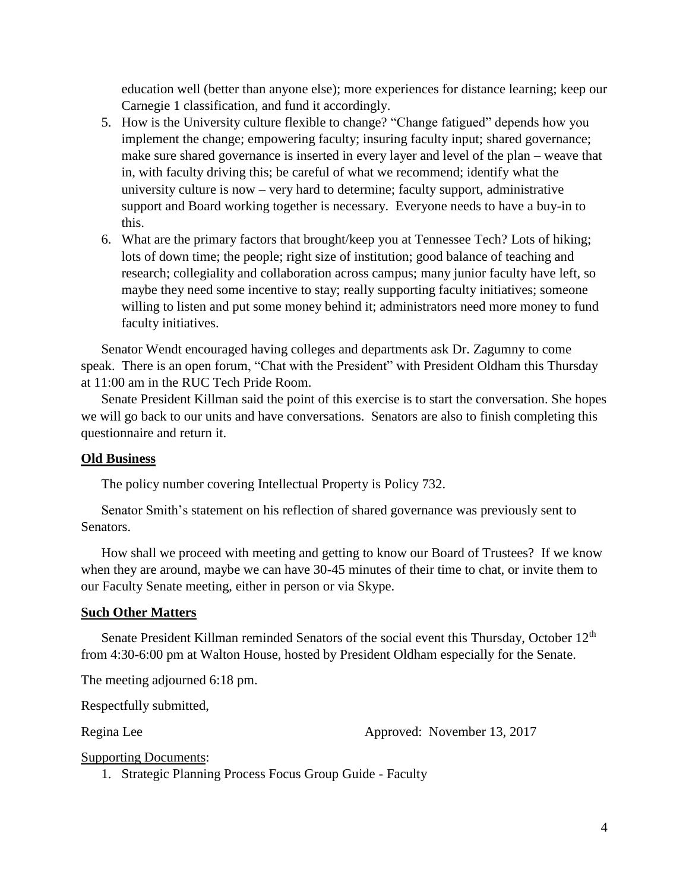education well (better than anyone else); more experiences for distance learning; keep our Carnegie 1 classification, and fund it accordingly.

5. How is the University culture flexible to change? "Change fatigued" depends how you implement the change; empowering faculty; insuring faculty input; shared governance; make sure shared governance is inserted in every layer and level of the plan – weave that in, with faculty driving this; be careful of what we recommend; identify what the university culture is now – very hard to determine; faculty support, administrative support and Board working together is necessary. Everyone needs to have a buy-in to this.
6. What are the primary factors that brought/keep you at Tennessee Tech? Lots of hiking; lots of down time; the people; right size of institution; good balance of teaching and research; collegiality and collaboration across campus; many junior faculty have left, so maybe they need some incentive to stay; really supporting faculty initiatives; someone willing to listen and put some money behind it; administrators need more money to fund faculty initiatives.

Senator Wendt encouraged having colleges and departments ask Dr. Zagumny to come speak. There is an open forum, "Chat with the President" with President Oldham this Thursday at 11:00 am in the RUC Tech Pride Room.

Senate President Killman said the point of this exercise is to start the conversation. She hopes we will go back to our units and have conversations. Senators are also to finish completing this questionnaire and return it.

**Old Business**

The policy number covering Intellectual Property is Policy 732.

Senator Smith's statement on his reflection of shared governance was previously sent to Senators.

How shall we proceed with meeting and getting to know our Board of Trustees? If we know when they are around, maybe we can have 30-45 minutes of their time to chat, or invite them to our Faculty Senate meeting, either in person or via Skype.

**Such Other Matters**

Senate President Killman reminded Senators of the social event this Thursday, October 12th from 4:30-6:00 pm at Walton House, hosted by President Oldham especially for the Senate.

The meeting adjourned 6:18 pm.

Respectfully submitted,

Regina Lee                                                                 Approved: November 13, 2017

Supporting Documents:

1. Strategic Planning Process Focus Group Guide - Faculty